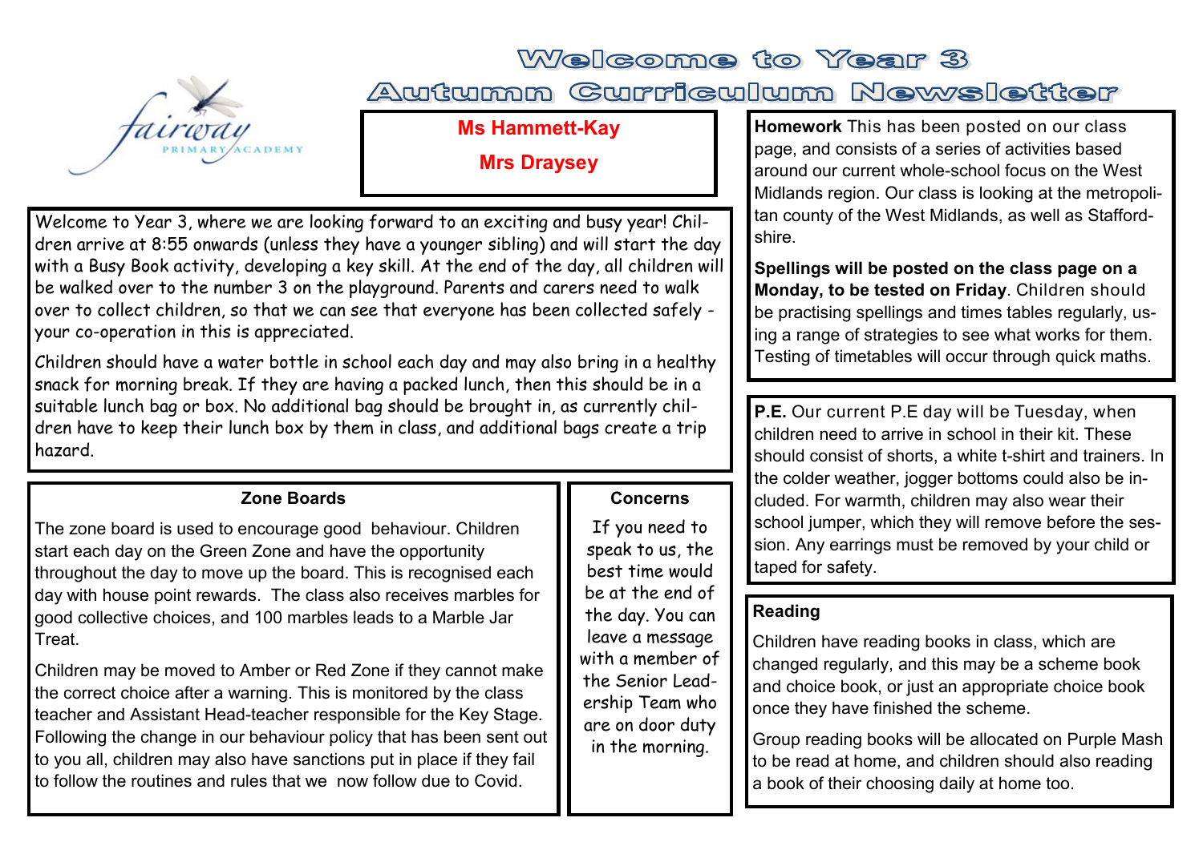# Welcome to Year 3

## Autumn Curriculum Newsletter

fairway PRIMARY ACADEMY

**Ms Hammett-Kay**

**Mrs Draysey**

Welcome to Year 3, where we are looking forward to an exciting and busy year! Children arrive at 8:55 onwards (unless they have a younger sibling) and will start the day with a Busy Book activity, developing a key skill. At the end of the day, all children will be walked over to the number 3 on the playground. Parents and carers need to walk over to collect children, so that we can see that everyone has been collected safely - your co-operation in this is appreciated.

Children should have a water bottle in school each day and may also bring in a healthy snack for morning break. If they are having a packed lunch, then this should be in a suitable lunch bag or box. No additional bag should be brought in, as currently children have to keep their lunch box by them in class, and additional bags create a trip hazard.

### Zone Boards

The zone board is used to encourage good behaviour. Children start each day on the Green Zone and have the opportunity throughout the day to move up the board. This is recognised each day with house point rewards. The class also receives marbles for good collective choices, and 100 marbles leads to a Marble Jar Treat.

Children may be moved to Amber or Red Zone if they cannot make the correct choice after a warning. This is monitored by the class teacher and Assistant Head-teacher responsible for the Key Stage. Following the change in our behaviour policy that has been sent out to you all, children may also have sanctions put in place if they fail to follow the routines and rules that we now follow due to Covid.

### Concerns

If you need to speak to us, the best time would be at the end of the day. You can leave a message with a member of the Senior Leadership Team who are on door duty in the morning.

**Homework** This has been posted on our class page, and consists of a series of activities based around our current whole-school focus on the West Midlands region. Our class is looking at the metropolitan county of the West Midlands, as well as Staffordshire.

**Spellings will be posted on the class page on a Monday, to be tested on Friday**. Children should be practising spellings and times tables regularly, using a range of strategies to see what works for them. Testing of timetables will occur through quick maths.

**P.E.** Our current P.E day will be Tuesday, when children need to arrive in school in their kit. These should consist of shorts, a white t-shirt and trainers. In the colder weather, jogger bottoms could also be included. For warmth, children may also wear their school jumper, which they will remove before the session. Any earrings must be removed by your child or taped for safety.

### Reading

Children have reading books in class, which are changed regularly, and this may be a scheme book and choice book, or just an appropriate choice book once they have finished the scheme.

Group reading books will be allocated on Purple Mash to be read at home, and children should also reading a book of their choosing daily at home too.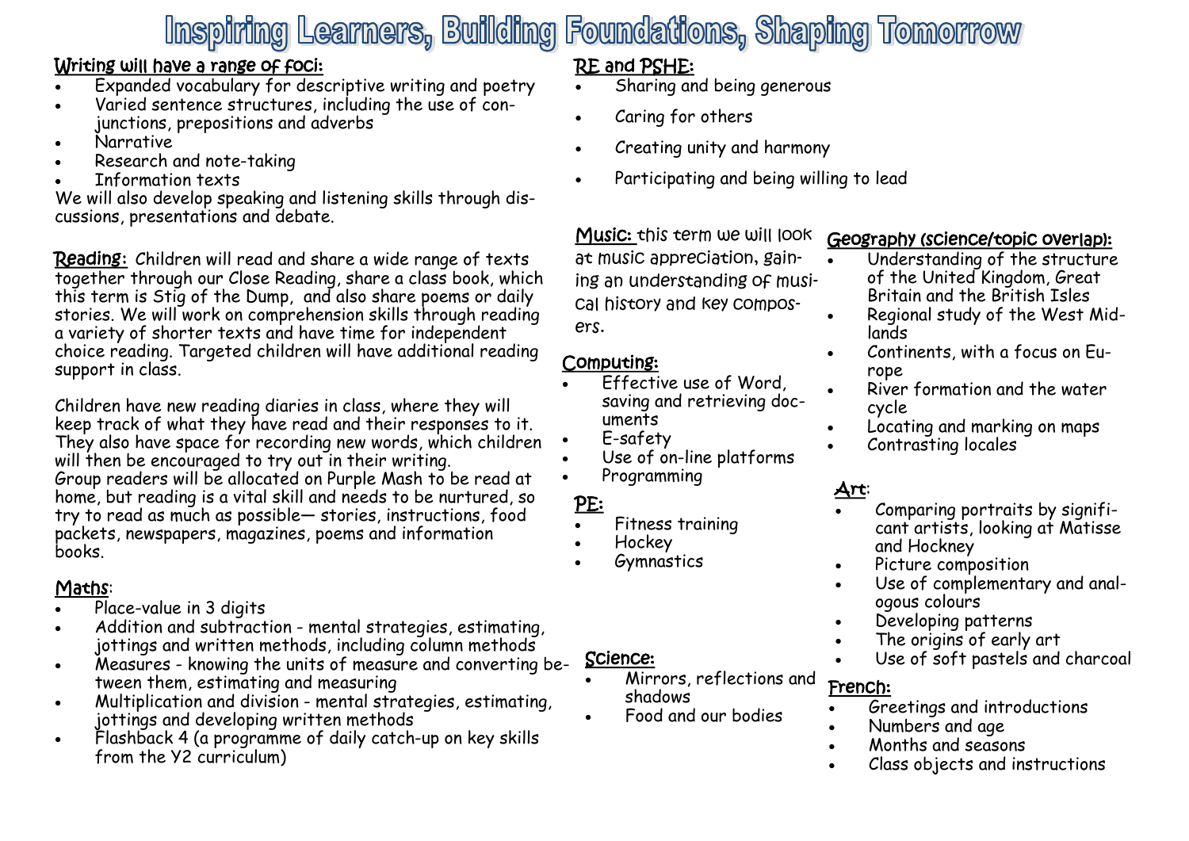# Inspiring Learners, Building Foundations, Shaping Tomorrow

## Writing will have a range of foci:

- Expanded vocabulary for descriptive writing and poetry
- Varied sentence structures, including the use of conjunctions, prepositions and adverbs
- Narrative
- Research and note-taking
- Information texts

We will also develop speaking and listening skills through discussions, presentations and debate.

## Reading:

Children will read and share a wide range of texts together through our Close Reading, share a class book, which this term is Stig of the Dump, and also share poems or daily stories. We will work on comprehension skills through reading a variety of shorter texts and have time for independent choice reading. Targeted children will have additional reading support in class.

Children have new reading diaries in class, where they will keep track of what they have read and their responses to it. They also have space for recording new words, which children will then be encouraged to try out in their writing. Group readers will be allocated on Purple Mash to be read at home, but reading is a vital skill and needs to be nurtured, so try to read as much as possible— stories, instructions, food packets, newspapers, magazines, poems and information books.

## Maths:

- Place-value in 3 digits
- Addition and subtraction - mental strategies, estimating, jottings and written methods, including column methods
- Measures - knowing the units of measure and converting between them, estimating and measuring
- Multiplication and division - mental strategies, estimating, jottings and developing written methods
- Flashback 4 (a programme of daily catch-up on key skills from the Y2 curriculum)

## RE and PSHE:

- Sharing and being generous
- Caring for others
- Creating unity and harmony
- Participating and being willing to lead

## Music:

this term we will look at music appreciation, gaining an understanding of musical history and key composers.

## Computing:

- Effective use of Word, saving and retrieving documents
- E-safety
- Use of on-line platforms
- Programming

## PE:

- Fitness training
- Hockey
- Gymnastics

## Science:

- Mirrors, reflections and shadows
- Food and our bodies

## Geography (science/topic overlap):

- Understanding of the structure of the United Kingdom, Great Britain and the British Isles
- Regional study of the West Midlands
- Continents, with a focus on Europe
- River formation and the water cycle
- Locating and marking on maps
- Contrasting locales

## Art:

- Comparing portraits by significant artists, looking at Matisse and Hockney
- Picture composition
- Use of complementary and analogous colours
- Developing patterns
- The origins of early art
- Use of soft pastels and charcoal

## French:

- Greetings and introductions
- Numbers and age
- Months and seasons
- Class objects and instructions